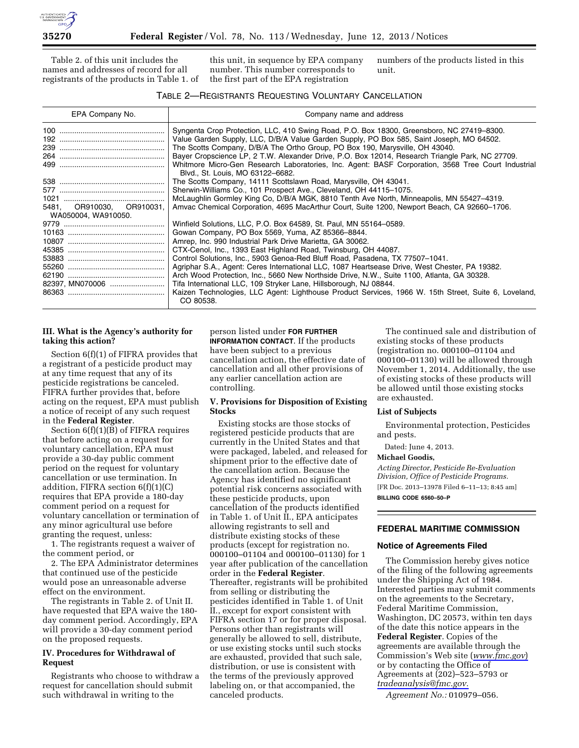Table 2. of this unit includes the names and addresses of record for all registrants of the products in Table 1. of this unit, in sequence by EPA company number. This number corresponds to the first part of the EPA registration numbers of the products listed in this unit.

TABLE 2—REGISTRANTS REQUESTING VOLUNTARY CANCELLATION

| EPA Company No. | Company name and address |
| --- | --- |
| 100 | Syngenta Crop Protection, LLC, 410 Swing Road, P.O. Box 18300, Greensboro, NC 27419–8300. |
| 192 | Value Garden Supply, LLC, D/B/A Value Garden Supply, PO Box 585, Saint Joseph, MO 64502. |
| 239 | The Scotts Company, D/B/A The Ortho Group, PO Box 190, Marysville, OH 43040. |
| 264 | Bayer Cropscience LP, 2 T.W. Alexander Drive, P.O. Box 12014, Research Triangle Park, NC 27709. |
| 499 | Whitmore Micro-Gen Research Laboratories, Inc. Agent: BASF Corporation, 3568 Tree Court Industrial Blvd., St. Louis, MO 63122–6682. |
| 538 | The Scotts Company, 14111 Scottslawn Road, Marysville, OH 43041. |
| 577 | Sherwin-Williams Co., 101 Prospect Ave., Cleveland, OH 44115–1075. |
| 1021 | McLaughlin Gormley King Co, D/B/A MGK, 8810 Tenth Ave North, Minneapolis, MN 55427–4319. |
| 5481, OR910030, OR910031, WA050004, WA910050. | Amvac Chemical Corporation, 4695 MacArthur Court, Suite 1200, Newport Beach, CA 92660–1706. |
| 9779 | Winfield Solutions, LLC, P.O. Box 64589, St. Paul, MN 55164–0589. |
| 10163 | Gowan Company, PO Box 5569, Yuma, AZ 85366–8844. |
| 10807 | Amrep, Inc. 990 Industrial Park Drive Marietta, GA 30062. |
| 45385 | CTX-Cenol, Inc., 1393 East Highland Road, Twinsburg, OH 44087. |
| 53883 | Control Solutions, Inc., 5903 Genoa-Red Bluff Road, Pasadena, TX 77507–1041. |
| 55260 | Agriphar S.A., Agent: Ceres International LLC, 1087 Heartsease Drive, West Chester, PA 19382. |
| 62190 | Arch Wood Protection, Inc., 5660 New Northside Drive, N.W., Suite 1100, Atlanta, GA 30328. |
| 82397, MN070006 | Tifa International LLC, 109 Stryker Lane, Hillsborough, NJ 08844. |
| 86363 | Kaizen Technologies, LLC Agent: Lighthouse Product Services, 1966 W. 15th Street, Suite 6, Loveland, CO 80538. |

### III. What is the Agency's authority for taking this action?

Section 6(f)(1) of FIFRA provides that a registrant of a pesticide product may at any time request that any of its pesticide registrations be canceled. FIFRA further provides that, before acting on the request, EPA must publish a notice of receipt of any such request in the **Federal Register**.

Section 6(f)(1)(B) of FIFRA requires that before acting on a request for voluntary cancellation, EPA must provide a 30-day public comment period on the request for voluntary cancellation or use termination. In addition, FIFRA section 6(f)(1)(C) requires that EPA provide a 180-day comment period on a request for voluntary cancellation or termination of any minor agricultural use before granting the request, unless:

1. The registrants request a waiver of the comment period, or
2. The EPA Administrator determines that continued use of the pesticide would pose an unreasonable adverse effect on the environment.

The registrants in Table 2. of Unit II. have requested that EPA waive the 180-day comment period. Accordingly, EPA will provide a 30-day comment period on the proposed requests.

### IV. Procedures for Withdrawal of Request

Registrants who choose to withdraw a request for cancellation should submit such withdrawal in writing to the person listed under **FOR FURTHER INFORMATION CONTACT**. If the products have been subject to a previous cancellation action, the effective date of cancellation and all other provisions of any earlier cancellation action are controlling.

### V. Provisions for Disposition of Existing Stocks

Existing stocks are those stocks of registered pesticide products that are currently in the United States and that were packaged, labeled, and released for shipment prior to the effective date of the cancellation action. Because the Agency has identified no significant potential risk concerns associated with these pesticide products, upon cancellation of the products identified in Table 1. of Unit II., EPA anticipates allowing registrants to sell and distribute existing stocks of these products (except for registration no. 000100–01104 and 000100–01130) for 1 year after publication of the cancellation order in the **Federal Register**. Thereafter, registrants will be prohibited from selling or distributing the pesticides identified in Table 1. of Unit II., except for export consistent with FIFRA section 17 or for proper disposal. Persons other than registrants will generally be allowed to sell, distribute, or use existing stocks until such stocks are exhausted, provided that such sale, distribution, or use is consistent with the terms of the previously approved labeling on, or that accompanied, the canceled products.

The continued sale and distribution of existing stocks of these products (registration no. 000100–01104 and 000100–01130) will be allowed through November 1, 2014. Additionally, the use of existing stocks of these products will be allowed until those existing stocks are exhausted.

### List of Subjects

Environmental protection, Pesticides and pests.

Dated: June 4, 2013.

**Michael Goodis,**

*Acting Director, Pesticide Re-Evaluation Division, Office of Pesticide Programs.*

[FR Doc. 2013–13978 Filed 6–11–13; 8:45 am]

**BILLING CODE 6560–50–P**

## FEDERAL MARITIME COMMISSION

### Notice of Agreements Filed

The Commission hereby gives notice of the filing of the following agreements under the Shipping Act of 1984. Interested parties may submit comments on the agreements to the Secretary, Federal Maritime Commission, Washington, DC 20573, within ten days of the date this notice appears in the **Federal Register**. Copies of the agreements are available through the Commission's Web site (*www.fmc.gov*) or by contacting the Office of Agreements at (202)–523–5793 or *tradeanalysis@fmc.gov.*

*Agreement No.:* 010979–056.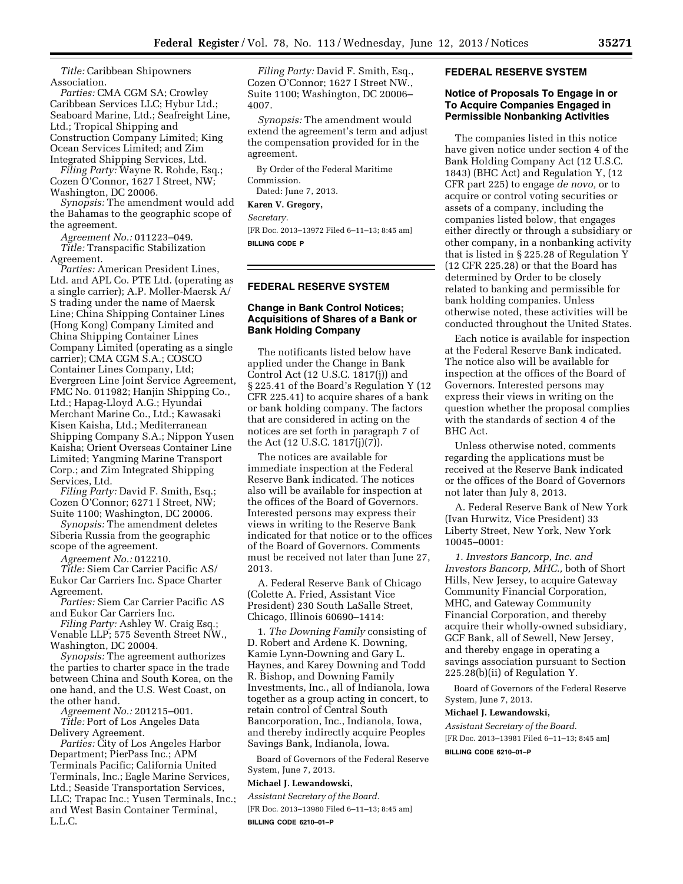*Title:* Caribbean Shipowners Association.

*Parties:* CMA CGM SA; Crowley Caribbean Services LLC; Hybur Ltd.; Seaboard Marine, Ltd.; Seafreight Line, Ltd.; Tropical Shipping and Construction Company Limited; King Ocean Services Limited; and Zim Integrated Shipping Services, Ltd.

*Filing Party:* Wayne R. Rohde, Esq.; Cozen O'Connor, 1627 I Street, NW; Washington, DC 20006.

*Synopsis:* The amendment would add the Bahamas to the geographic scope of the agreement.

*Agreement No.:* 011223–049.

*Title:* Transpacific Stabilization Agreement.

*Parties:* American President Lines, Ltd. and APL Co. PTE Ltd. (operating as a single carrier); A.P. Moller-Maersk A/S trading under the name of Maersk Line; China Shipping Container Lines (Hong Kong) Company Limited and China Shipping Container Lines Company Limited (operating as a single carrier); CMA CGM S.A.; COSCO Container Lines Company, Ltd; Evergreen Line Joint Service Agreement, FMC No. 011982; Hanjin Shipping Co., Ltd.; Hapag-Lloyd A.G.; Hyundai Merchant Marine Co., Ltd.; Kawasaki Kisen Kaisha, Ltd.; Mediterranean Shipping Company S.A.; Nippon Yusen Kaisha; Orient Overseas Container Line Limited; Yangming Marine Transport Corp.; and Zim Integrated Shipping Services, Ltd.

*Filing Party:* David F. Smith, Esq.; Cozen O'Connor; 6271 I Street, NW; Suite 1100; Washington, DC 20006.

*Synopsis:* The amendment deletes Siberia Russia from the geographic scope of the agreement.

*Agreement No.:* 012210.

*Title:* Siem Car Carrier Pacific AS/Eukor Car Carriers Inc. Space Charter Agreement.

*Parties:* Siem Car Carrier Pacific AS and Eukor Car Carriers Inc.

*Filing Party:* Ashley W. Craig Esq.; Venable LLP; 575 Seventh Street NW., Washington, DC 20004.

*Synopsis:* The agreement authorizes the parties to charter space in the trade between China and South Korea, on the one hand, and the U.S. West Coast, on the other hand.

*Agreement No.:* 201215–001.

*Title:* Port of Los Angeles Data Delivery Agreement.

*Parties:* City of Los Angeles Harbor Department; PierPass Inc.; APM Terminals Pacific; California United Terminals, Inc.; Eagle Marine Services, Ltd.; Seaside Transportation Services, LLC; Trapac Inc.; Yusen Terminals, Inc.; and West Basin Container Terminal, L.L.C.

*Filing Party:* David F. Smith, Esq., Cozen O'Connor; 1627 I Street NW., Suite 1100; Washington, DC 20006–4007.

*Synopsis:* The amendment would extend the agreement's term and adjust the compensation provided for in the agreement.

By Order of the Federal Maritime Commission.

Dated: June 7, 2013.

**Karen V. Gregory,**

*Secretary.*

[FR Doc. 2013–13972 Filed 6–11–13; 8:45 am]

**BILLING CODE P**

## FEDERAL RESERVE SYSTEM

### Change in Bank Control Notices; Acquisitions of Shares of a Bank or Bank Holding Company

The notificants listed below have applied under the Change in Bank Control Act (12 U.S.C. 1817(j)) and § 225.41 of the Board's Regulation Y (12 CFR 225.41) to acquire shares of a bank or bank holding company. The factors that are considered in acting on the notices are set forth in paragraph 7 of the Act (12 U.S.C. 1817(j)(7)).

The notices are available for immediate inspection at the Federal Reserve Bank indicated. The notices also will be available for inspection at the offices of the Board of Governors. Interested persons may express their views in writing to the Reserve Bank indicated for that notice or to the offices of the Board of Governors. Comments must be received not later than June 27, 2013.

A. Federal Reserve Bank of Chicago (Colette A. Fried, Assistant Vice President) 230 South LaSalle Street, Chicago, Illinois 60690–1414:

1. *The Downing Family* consisting of D. Robert and Ardene K. Downing, Kamie Lynn-Downing and Gary L. Haynes, and Karey Downing and Todd R. Bishop, and Downing Family Investments, Inc., all of Indianola, Iowa together as a group acting in concert, to retain control of Central South Bancorporation, Inc., Indianola, Iowa, and thereby indirectly acquire Peoples Savings Bank, Indianola, Iowa.

Board of Governors of the Federal Reserve System, June 7, 2013.

**Michael J. Lewandowski,**

*Assistant Secretary of the Board.*

[FR Doc. 2013–13980 Filed 6–11–13; 8:45 am]

**BILLING CODE 6210–01–P**

## FEDERAL RESERVE SYSTEM

### Notice of Proposals To Engage in or To Acquire Companies Engaged in Permissible Nonbanking Activities

The companies listed in this notice have given notice under section 4 of the Bank Holding Company Act (12 U.S.C. 1843) (BHC Act) and Regulation Y, (12 CFR part 225) to engage *de novo,* or to acquire or control voting securities or assets of a company, including the companies listed below, that engages either directly or through a subsidiary or other company, in a nonbanking activity that is listed in § 225.28 of Regulation Y (12 CFR 225.28) or that the Board has determined by Order to be closely related to banking and permissible for bank holding companies. Unless otherwise noted, these activities will be conducted throughout the United States.

Each notice is available for inspection at the Federal Reserve Bank indicated. The notice also will be available for inspection at the offices of the Board of Governors. Interested persons may express their views in writing on the question whether the proposal complies with the standards of section 4 of the BHC Act.

Unless otherwise noted, comments regarding the applications must be received at the Reserve Bank indicated or the offices of the Board of Governors not later than July 8, 2013.

A. Federal Reserve Bank of New York (Ivan Hurwitz, Vice President) 33 Liberty Street, New York, New York 10045–0001:

1. *Investors Bancorp, Inc. and Investors Bancorp, MHC.,* both of Short Hills, New Jersey, to acquire Gateway Community Financial Corporation, MHC, and Gateway Community Financial Corporation, and thereby acquire their wholly-owned subsidiary, GCF Bank, all of Sewell, New Jersey, and thereby engage in operating a savings association pursuant to Section 225.28(b)(ii) of Regulation Y.

Board of Governors of the Federal Reserve System, June 7, 2013.

**Michael J. Lewandowski,**

*Assistant Secretary of the Board.*

[FR Doc. 2013–13981 Filed 6–11–13; 8:45 am]

**BILLING CODE 6210–01–P**